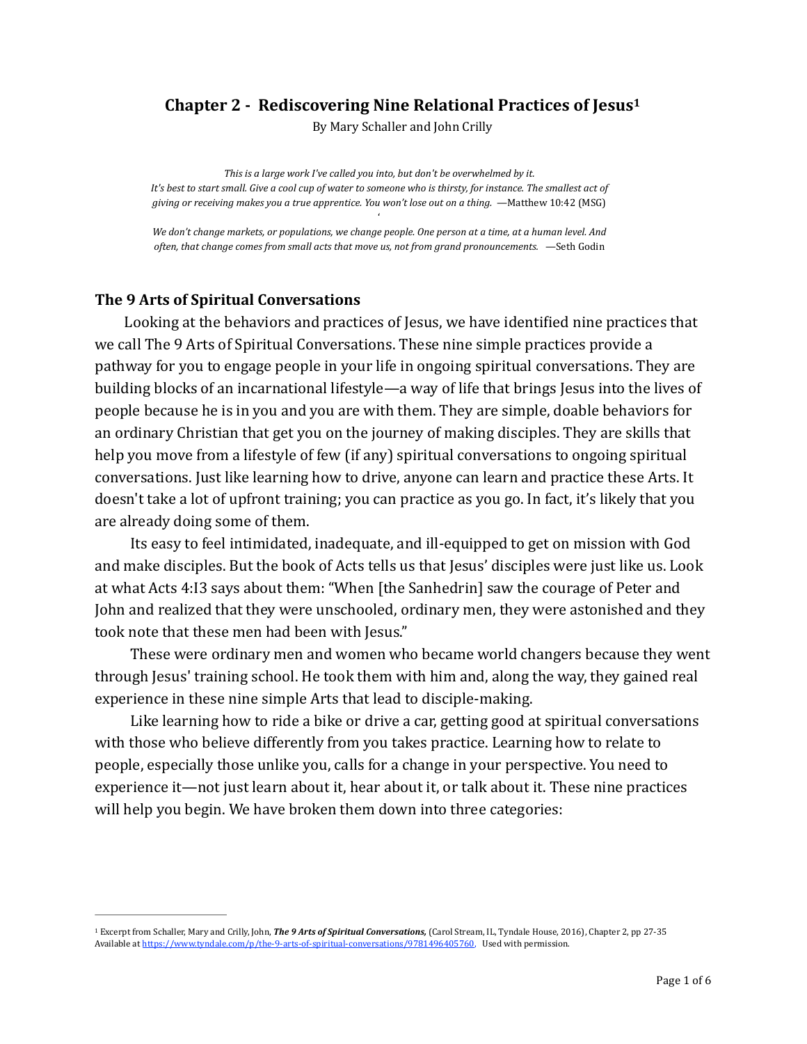# Chapter 2 - Rediscovering Nine Relational Practices of Jesus[1]

By Mary Schaller and John Crilly

> *This is a large work I've called you into, but don't be overwhelmed by it. It's best to start small. Give a cool cup of water to someone who is thirsty, for instance. The smallest act of giving or receiving makes you a true apprentice. You won't lose out on a thing.* —Matthew 10:42 (MSG)

> *We don't change markets, or populations, we change people. One person at a time, at a human level. And often, that change comes from small acts that move us, not from grand pronouncements.* —Seth Godin

## The 9 Arts of Spiritual Conversations

Looking at the behaviors and practices of Jesus, we have identified nine practices that we call The 9 Arts of Spiritual Conversations. These nine simple practices provide a pathway for you to engage people in your life in ongoing spiritual conversations. They are building blocks of an incarnational lifestyle—a way of life that brings Jesus into the lives of people because he is in you and you are with them. They are simple, doable behaviors for an ordinary Christian that get you on the journey of making disciples. They are skills that help you move from a lifestyle of few (if any) spiritual conversations to ongoing spiritual conversations. Just like learning how to drive, anyone can learn and practice these Arts. It doesn't take a lot of upfront training; you can practice as you go. In fact, it's likely that you are already doing some of them.

Its easy to feel intimidated, inadequate, and ill-equipped to get on mission with God and make disciples. But the book of Acts tells us that Jesus' disciples were just like us. Look at what Acts 4:I3 says about them: "When [the Sanhedrin] saw the courage of Peter and John and realized that they were unschooled, ordinary men, they were astonished and they took note that these men had been with Jesus."

These were ordinary men and women who became world changers because they went through Jesus' training school. He took them with him and, along the way, they gained real experience in these nine simple Arts that lead to disciple-making.

Like learning how to ride a bike or drive a car, getting good at spiritual conversations with those who believe differently from you takes practice. Learning how to relate to people, especially those unlike you, calls for a change in your perspective. You need to experience it—not just learn about it, hear about it, or talk about it. These nine practices will help you begin. We have broken them down into three categories:

---

[1] Excerpt from Schaller, Mary and Crilly, John, ***The 9 Arts of Spiritual Conversations,*** (Carol Stream, IL, Tyndale House, 2016), Chapter 2, pp 27-35 Available at https://www.tyndale.com/p/the-9-arts-of-spiritual-conversations/9781496405760. Used with permission.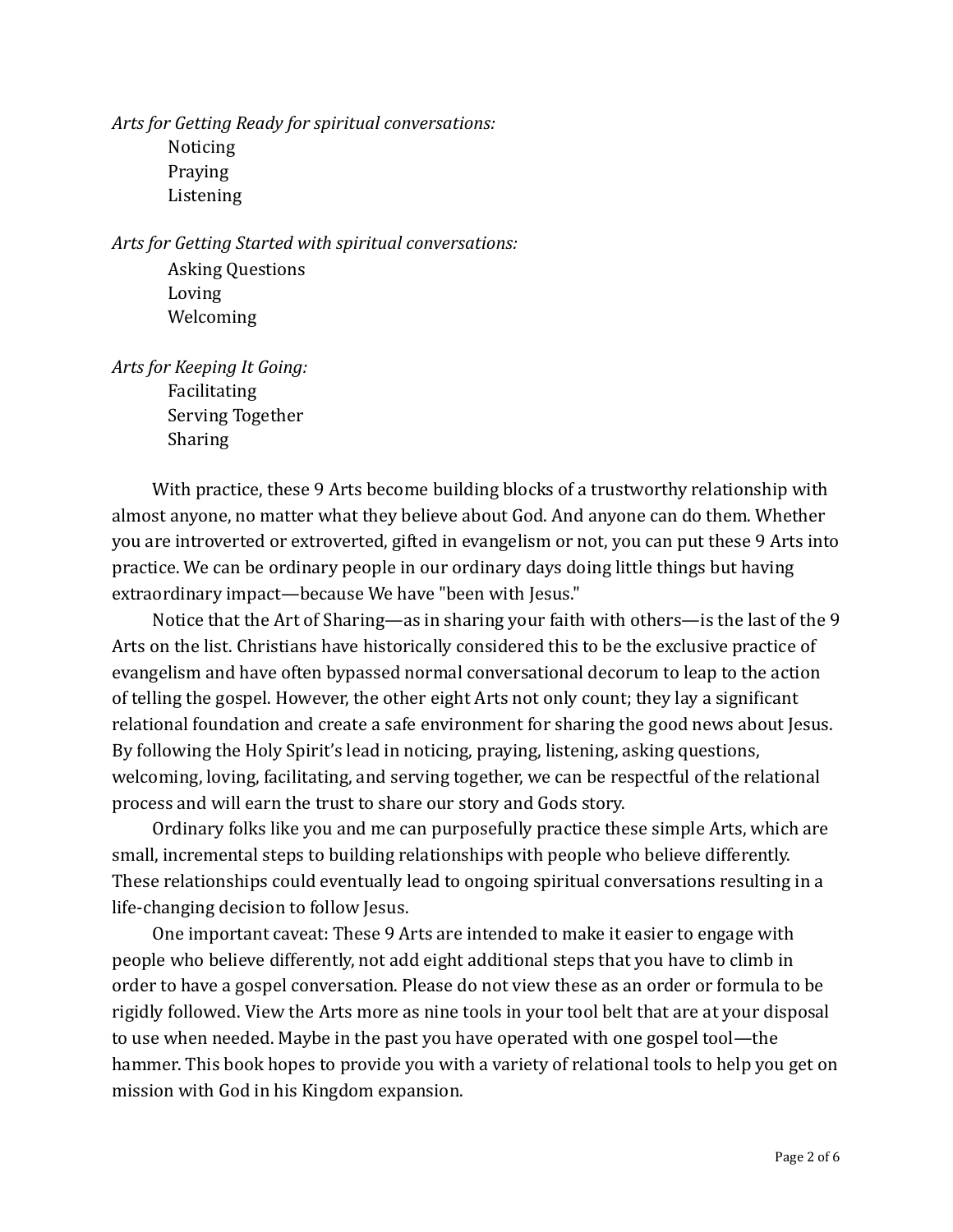*Arts for Getting Ready for spiritual conversations:*

Noticing
Praying
Listening

*Arts for Getting Started with spiritual conversations:*

Asking Questions
Loving
Welcoming

*Arts for Keeping It Going:*

Facilitating
Serving Together
Sharing

With practice, these 9 Arts become building blocks of a trustworthy relationship with almost anyone, no matter what they believe about God. And anyone can do them. Whether you are introverted or extroverted, gifted in evangelism or not, you can put these 9 Arts into practice. We can be ordinary people in our ordinary days doing little things but having extraordinary impact—because We have "been with Jesus."

Notice that the Art of Sharing—as in sharing your faith with others—is the last of the 9 Arts on the list. Christians have historically considered this to be the exclusive practice of evangelism and have often bypassed normal conversational decorum to leap to the action of telling the gospel. However, the other eight Arts not only count; they lay a significant relational foundation and create a safe environment for sharing the good news about Jesus. By following the Holy Spirit's lead in noticing, praying, listening, asking questions, welcoming, loving, facilitating, and serving together, we can be respectful of the relational process and will earn the trust to share our story and Gods story.

Ordinary folks like you and me can purposefully practice these simple Arts, which are small, incremental steps to building relationships with people who believe differently. These relationships could eventually lead to ongoing spiritual conversations resulting in a life-changing decision to follow Jesus.

One important caveat: These 9 Arts are intended to make it easier to engage with people who believe differently, not add eight additional steps that you have to climb in order to have a gospel conversation. Please do not view these as an order or formula to be rigidly followed. View the Arts more as nine tools in your tool belt that are at your disposal to use when needed. Maybe in the past you have operated with one gospel tool—the hammer. This book hopes to provide you with a variety of relational tools to help you get on mission with God in his Kingdom expansion.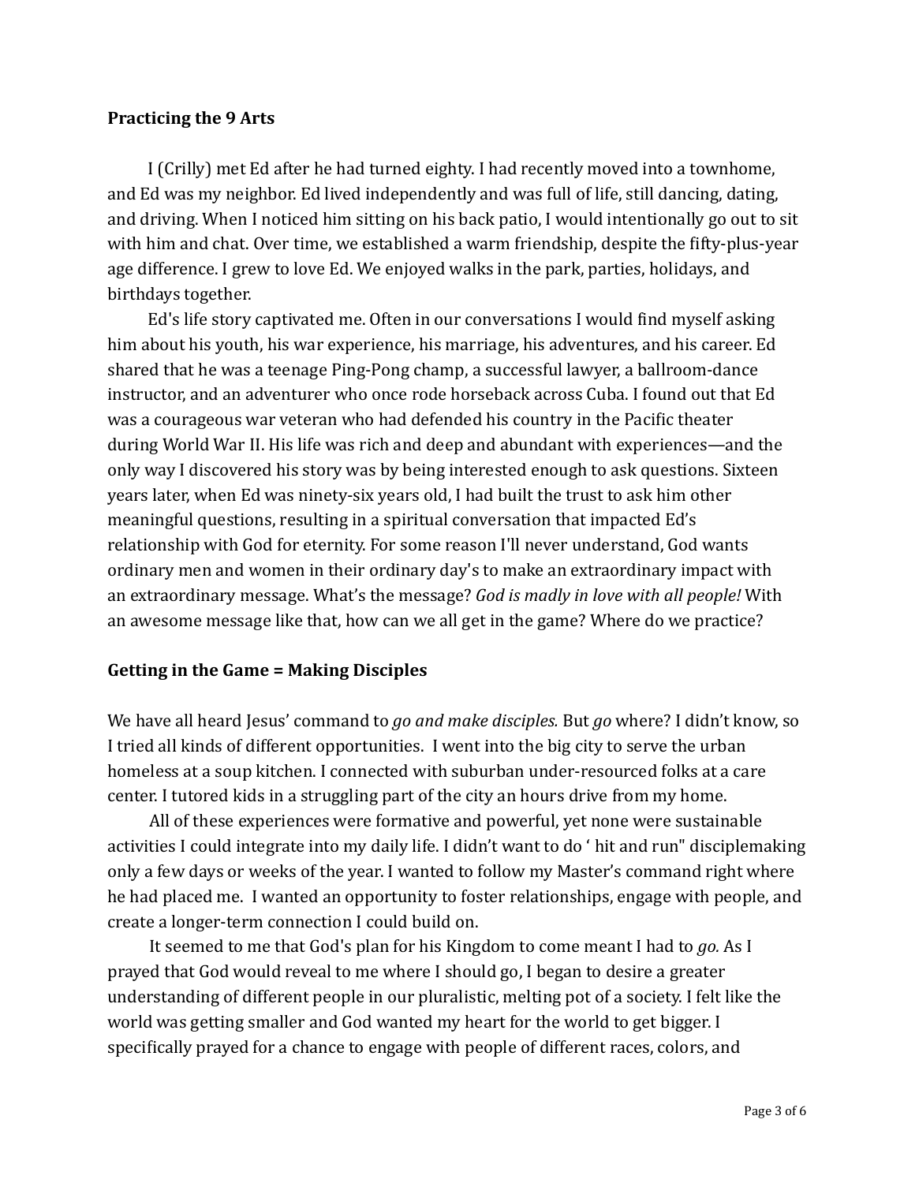**Practicing the 9 Arts**

I (Crilly) met Ed after he had turned eighty. I had recently moved into a townhome, and Ed was my neighbor. Ed lived independently and was full of life, still dancing, dating, and driving. When I noticed him sitting on his back patio, I would intentionally go out to sit with him and chat. Over time, we established a warm friendship, despite the fifty-plus-year age difference. I grew to love Ed. We enjoyed walks in the park, parties, holidays, and birthdays together.

Ed's life story captivated me. Often in our conversations I would find myself asking him about his youth, his war experience, his marriage, his adventures, and his career. Ed shared that he was a teenage Ping-Pong champ, a successful lawyer, a ballroom-dance instructor, and an adventurer who once rode horseback across Cuba. I found out that Ed was a courageous war veteran who had defended his country in the Pacific theater during World War II. His life was rich and deep and abundant with experiences—and the only way I discovered his story was by being interested enough to ask questions. Sixteen years later, when Ed was ninety-six years old, I had built the trust to ask him other meaningful questions, resulting in a spiritual conversation that impacted Ed's relationship with God for eternity. For some reason I'll never understand, God wants ordinary men and women in their ordinary day's to make an extraordinary impact with an extraordinary message. What's the message? *God is madly in love with all people!* With an awesome message like that, how can we all get in the game? Where do we practice?

**Getting in the Game = Making Disciples**

We have all heard Jesus' command to *go and make disciples.* But *go* where? I didn't know, so I tried all kinds of different opportunities. I went into the big city to serve the urban homeless at a soup kitchen. I connected with suburban under-resourced folks at a care center. I tutored kids in a struggling part of the city an hours drive from my home.

All of these experiences were formative and powerful, yet none were sustainable activities I could integrate into my daily life. I didn't want to do ' hit and run" disciplemaking only a few days or weeks of the year. I wanted to follow my Master's command right where he had placed me. I wanted an opportunity to foster relationships, engage with people, and create a longer-term connection I could build on.

It seemed to me that God's plan for his Kingdom to come meant I had to *go.* As I prayed that God would reveal to me where I should go, I began to desire a greater understanding of different people in our pluralistic, melting pot of a society. I felt like the world was getting smaller and God wanted my heart for the world to get bigger. I specifically prayed for a chance to engage with people of different races, colors, and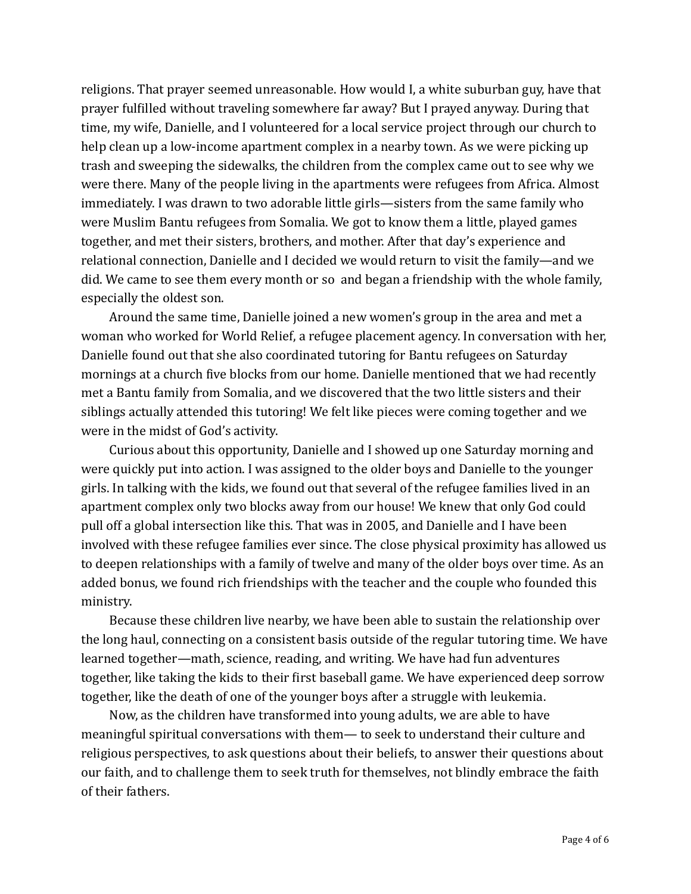religions. That prayer seemed unreasonable. How would I, a white suburban guy, have that prayer fulfilled without traveling somewhere far away? But I prayed anyway. During that time, my wife, Danielle, and I volunteered for a local service project through our church to help clean up a low-income apartment complex in a nearby town. As we were picking up trash and sweeping the sidewalks, the children from the complex came out to see why we were there. Many of the people living in the apartments were refugees from Africa. Almost immediately. I was drawn to two adorable little girls—sisters from the same family who were Muslim Bantu refugees from Somalia. We got to know them a little, played games together, and met their sisters, brothers, and mother. After that day's experience and relational connection, Danielle and I decided we would return to visit the family—and we did. We came to see them every month or so and began a friendship with the whole family, especially the oldest son.

Around the same time, Danielle joined a new women's group in the area and met a woman who worked for World Relief, a refugee placement agency. In conversation with her, Danielle found out that she also coordinated tutoring for Bantu refugees on Saturday mornings at a church five blocks from our home. Danielle mentioned that we had recently met a Bantu family from Somalia, and we discovered that the two little sisters and their siblings actually attended this tutoring! We felt like pieces were coming together and we were in the midst of God's activity.

Curious about this opportunity, Danielle and I showed up one Saturday morning and were quickly put into action. I was assigned to the older boys and Danielle to the younger girls. In talking with the kids, we found out that several of the refugee families lived in an apartment complex only two blocks away from our house! We knew that only God could pull off a global intersection like this. That was in 2005, and Danielle and I have been involved with these refugee families ever since. The close physical proximity has allowed us to deepen relationships with a family of twelve and many of the older boys over time. As an added bonus, we found rich friendships with the teacher and the couple who founded this ministry.

Because these children live nearby, we have been able to sustain the relationship over the long haul, connecting on a consistent basis outside of the regular tutoring time. We have learned together—math, science, reading, and writing. We have had fun adventures together, like taking the kids to their first baseball game. We have experienced deep sorrow together, like the death of one of the younger boys after a struggle with leukemia.

Now, as the children have transformed into young adults, we are able to have meaningful spiritual conversations with them— to seek to understand their culture and religious perspectives, to ask questions about their beliefs, to answer their questions about our faith, and to challenge them to seek truth for themselves, not blindly embrace the faith of their fathers.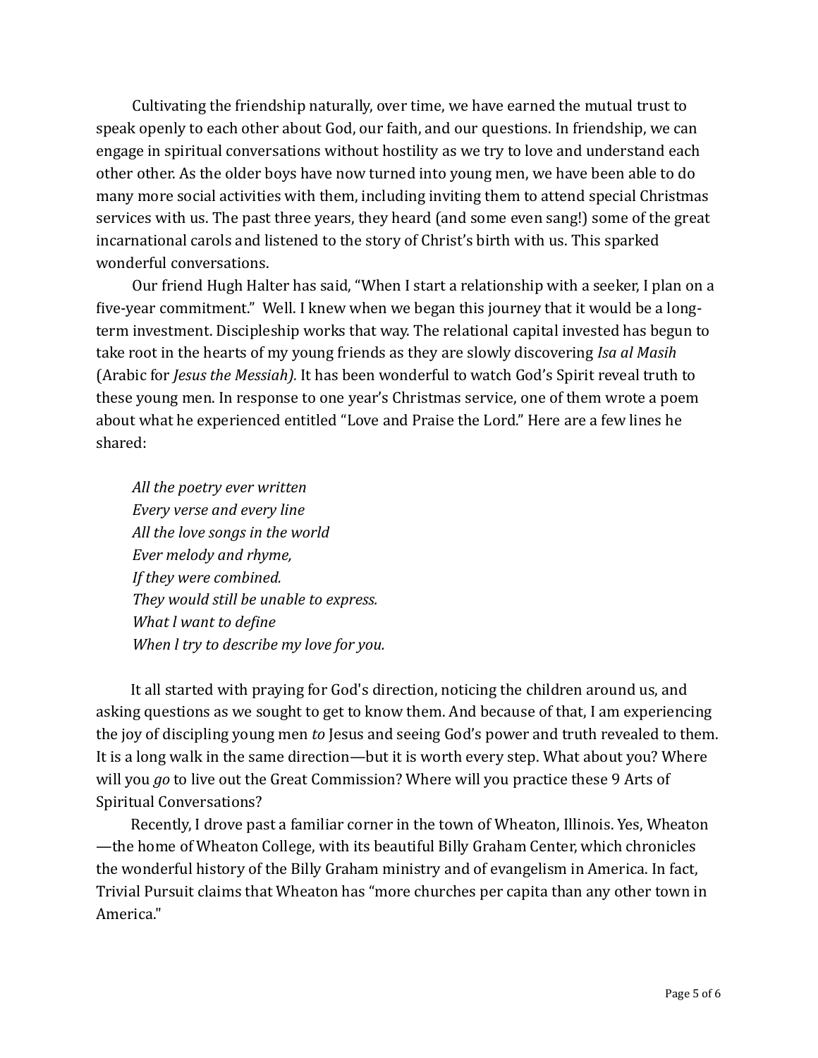Cultivating the friendship naturally, over time, we have earned the mutual trust to speak openly to each other about God, our faith, and our questions. In friendship, we can engage in spiritual conversations without hostility as we try to love and understand each other other. As the older boys have now turned into young men, we have been able to do many more social activities with them, including inviting them to attend special Christmas services with us. The past three years, they heard (and some even sang!) some of the great incarnational carols and listened to the story of Christ's birth with us. This sparked wonderful conversations.

Our friend Hugh Halter has said, "When I start a relationship with a seeker, I plan on a five-year commitment." Well. I knew when we began this journey that it would be a long-term investment. Discipleship works that way. The relational capital invested has begun to take root in the hearts of my young friends as they are slowly discovering *Isa al Masih* (Arabic for *Jesus the Messiah).* It has been wonderful to watch God's Spirit reveal truth to these young men. In response to one year's Christmas service, one of them wrote a poem about what he experienced entitled "Love and Praise the Lord." Here are a few lines he shared:

*All the poetry ever written*
*Every verse and every line*
*All the love songs in the world*
*Ever melody and rhyme,*
*If they were combined.*
*They would still be unable to express.*
*What I want to define*
*When I try to describe my love for you.*

It all started with praying for God's direction, noticing the children around us, and asking questions as we sought to get to know them. And because of that, I am experiencing the joy of discipling young men *to* Jesus and seeing God's power and truth revealed to them. It is a long walk in the same direction—but it is worth every step. What about you? Where will you *go* to live out the Great Commission? Where will you practice these 9 Arts of Spiritual Conversations?

Recently, I drove past a familiar corner in the town of Wheaton, Illinois. Yes, Wheaton—the home of Wheaton College, with its beautiful Billy Graham Center, which chronicles the wonderful history of the Billy Graham ministry and of evangelism in America. In fact, Trivial Pursuit claims that Wheaton has "more churches per capita than any other town in America."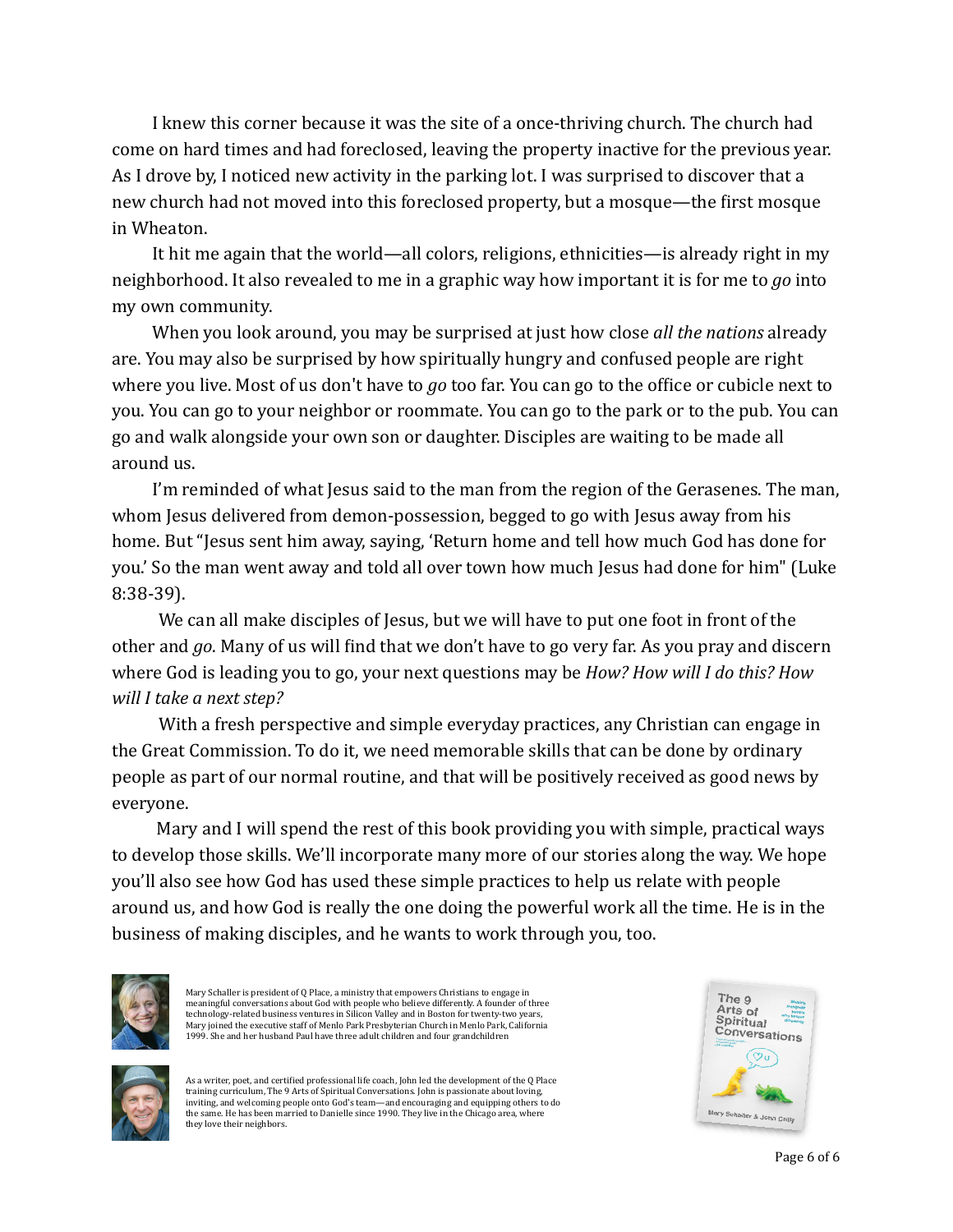I knew this corner because it was the site of a once-thriving church. The church had come on hard times and had foreclosed, leaving the property inactive for the previous year. As I drove by, I noticed new activity in the parking lot. I was surprised to discover that a new church had not moved into this foreclosed property, but a mosque—the first mosque in Wheaton.

It hit me again that the world—all colors, religions, ethnicities—is already right in my neighborhood. It also revealed to me in a graphic way how important it is for me to *go* into my own community.

When you look around, you may be surprised at just how close *all the nations* already are. You may also be surprised by how spiritually hungry and confused people are right where you live. Most of us don't have to *go* too far. You can go to the office or cubicle next to you. You can go to your neighbor or roommate. You can go to the park or to the pub. You can go and walk alongside your own son or daughter. Disciples are waiting to be made all around us.

I'm reminded of what Jesus said to the man from the region of the Gerasenes. The man, whom Jesus delivered from demon-possession, begged to go with Jesus away from his home. But "Jesus sent him away, saying, 'Return home and tell how much God has done for you.' So the man went away and told all over town how much Jesus had done for him" (Luke 8:38-39).

We can all make disciples of Jesus, but we will have to put one foot in front of the other and *go*. Many of us will find that we don't have to go very far. As you pray and discern where God is leading you to go, your next questions may be *How? How will I do this? How will I take a next step?*

With a fresh perspective and simple everyday practices, any Christian can engage in the Great Commission. To do it, we need memorable skills that can be done by ordinary people as part of our normal routine, and that will be positively received as good news by everyone.

Mary and I will spend the rest of this book providing you with simple, practical ways to develop those skills. We'll incorporate many more of our stories along the way. We hope you'll also see how God has used these simple practices to help us relate with people around us, and how God is really the one doing the powerful work all the time. He is in the business of making disciples, and he wants to work through you, too.

Mary Schaller is president of Q Place, a ministry that empowers Christians to engage in meaningful conversations about God with people who believe differently. A founder of three technology-related business ventures in Silicon Valley and in Boston for twenty-two years, Mary joined the executive staff of Menlo Park Presbyterian Church in Menlo Park, California 1999. She and her husband Paul have three adult children and four grandchildren

As a writer, poet, and certified professional life coach, John led the development of the Q Place training curriculum, The 9 Arts of Spiritual Conversations. John is passionate about loving, inviting, and welcoming people onto God's team—and encouraging and equipping others to do the same. He has been married to Danielle since 1990. They live in the Chicago area, where they love their neighbors.